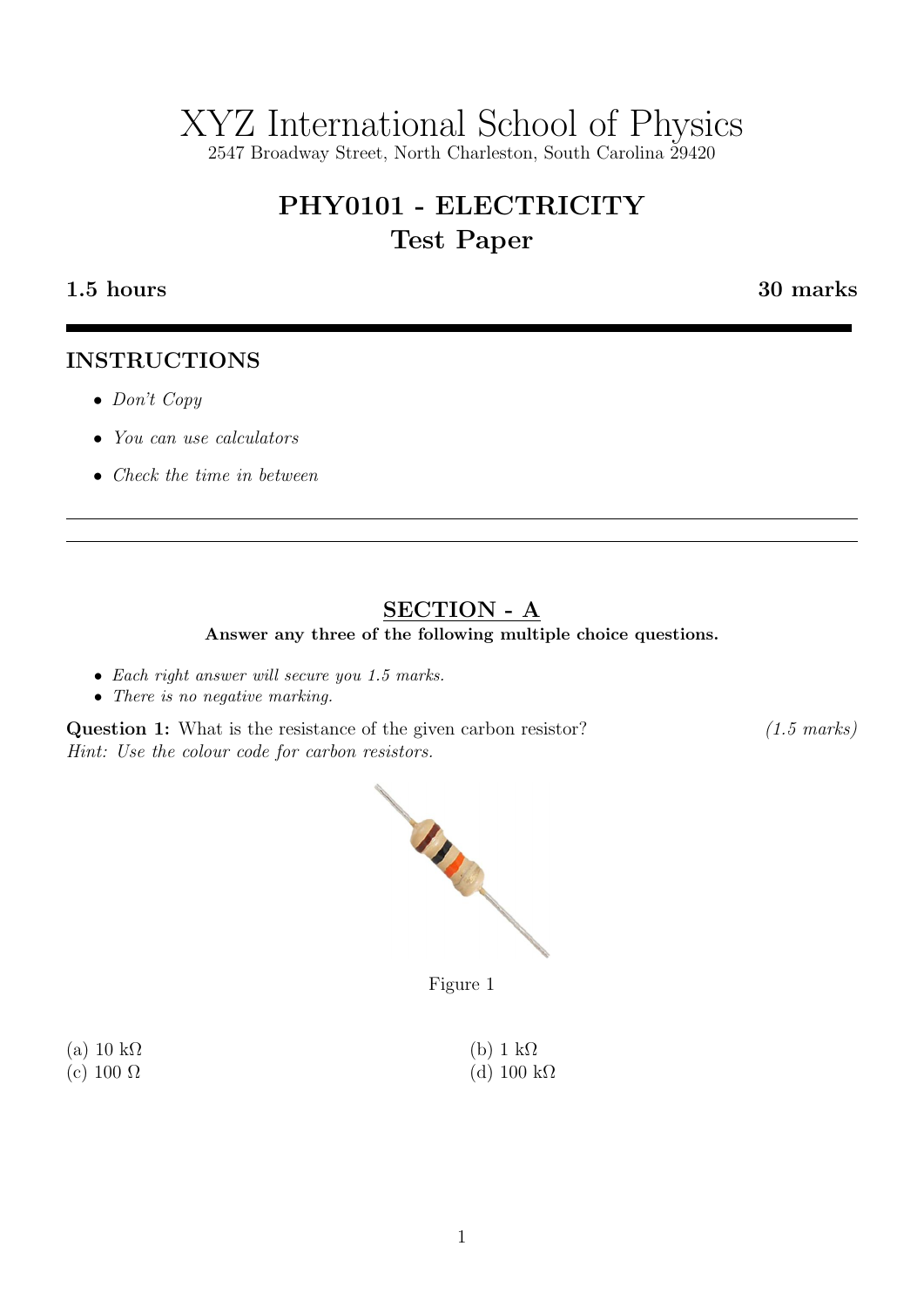# XYZ International School of Physics

2547 Broadway Street, North Charleston, South Carolina 29420

## PHY0101 - ELECTRICITY

## Test Paper

**1.5 hours** **30 marks**

---

### INSTRUCTIONS

- *Don't Copy*
- *You can use calculators*
- *Check the time in between*

---

## SECTION - A

**Answer any three of the following multiple choice questions.**

- *Each right answer will secure you 1.5 marks.*
- *There is no negative marking.*

**Question 1:** What is the resistance of the given carbon resistor? *(1.5 marks)*

*Hint: Use the colour code for carbon resistors.*

Figure 1

(a) 10 kΩ

(b) 1 kΩ

(c) 100 Ω

(d) 100 kΩ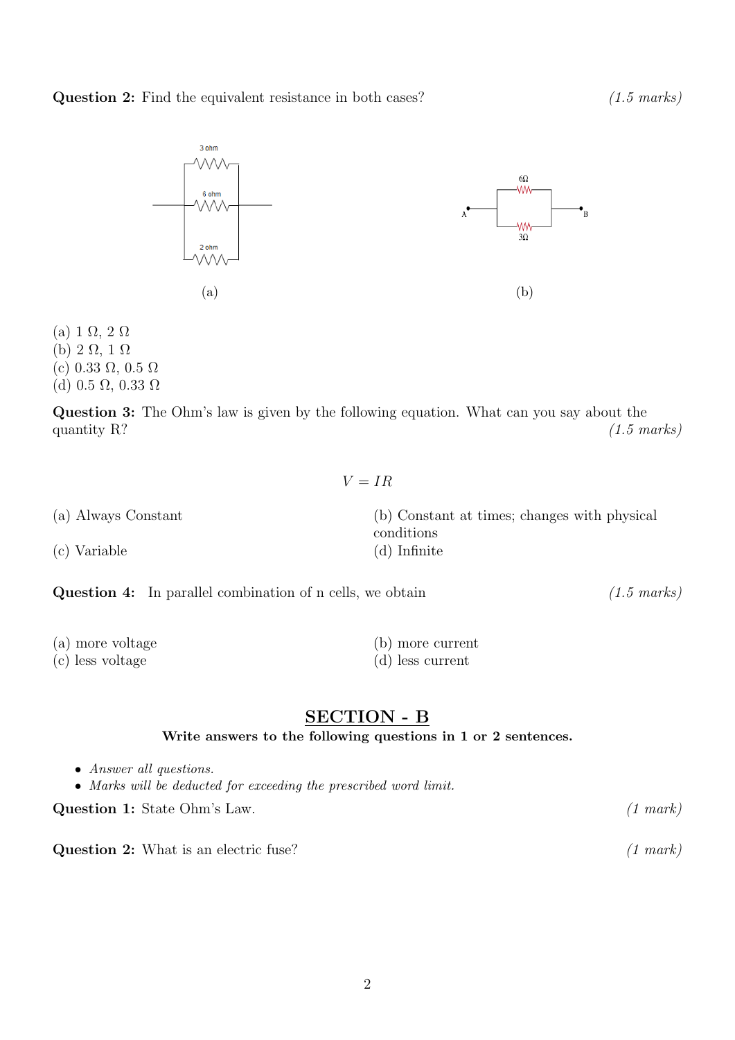**Question 2:** Find the equivalent resistance in both cases? *(1.5 marks)*

3 ohm

6 ohm

2 ohm

(a)

6Ω

A

B

3Ω

(b)

(a) 1 Ω, 2 Ω
(b) 2 Ω, 1 Ω
(c) 0.33 Ω, 0.5 Ω
(d) 0.5 Ω, 0.33 Ω

**Question 3:** The Ohm's law is given by the following equation. What can you say about the quantity R? *(1.5 marks)*

$$V = IR$$

(a) Always Constant

(b) Constant at times; changes with physical conditions

(c) Variable

(d) Infinite

**Question 4:** In parallel combination of n cells, we obtain *(1.5 marks)*

(a) more voltage

(b) more current

(c) less voltage

(d) less current

## SECTION - B

**Write answers to the following questions in 1 or 2 sentences.**

- *Answer all questions.*
- *Marks will be deducted for exceeding the prescribed word limit.*

**Question 1:** State Ohm's Law. *(1 mark)*

**Question 2:** What is an electric fuse? *(1 mark)*